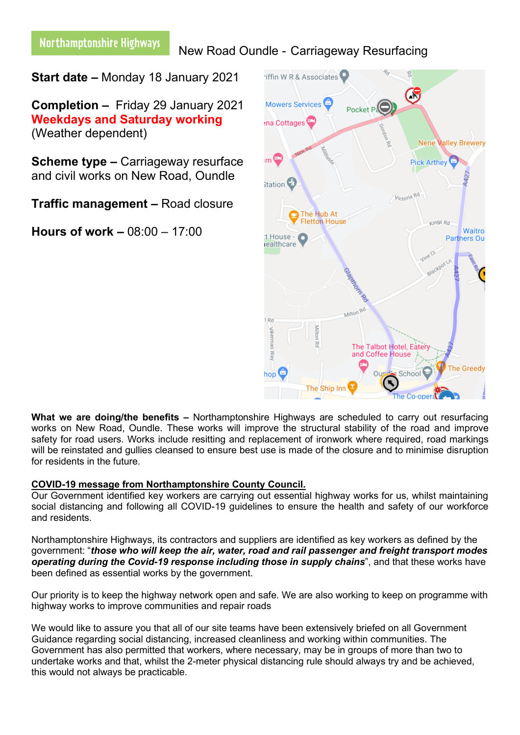**Northamptonshire Highways** New Road Oundle - Carriageway Resurfacing

**Start date –** Monday 18 January 2021

**Completion –** Friday 29 January 2021
**Weekdays and Saturday working**
(Weather dependent)

**Scheme type –** Carriageway resurface and civil works on New Road, Oundle

**Traffic management –** Road closure

**Hours of work –** 08:00 – 17:00

**What we are doing/the benefits –** Northamptonshire Highways are scheduled to carry out resurfacing works on New Road, Oundle. These works will improve the structural stability of the road and improve safety for road users. Works include resitting and replacement of ironwork where required, road markings will be reinstated and gullies cleansed to ensure best use is made of the closure and to minimise disruption for residents in the future.

**COVID-19 message from Northamptonshire County Council.**
Our Government identified key workers are carrying out essential highway works for us, whilst maintaining social distancing and following all COVID-19 guidelines to ensure the health and safety of our workforce and residents.

Northamptonshire Highways, its contractors and suppliers are identified as key workers as defined by the government: "***those who will keep the air, water, road and rail passenger and freight transport modes operating during the Covid-19 response including those in supply chains***", and that these works have been defined as essential works by the government.

Our priority is to keep the highway network open and safe. We are also working to keep on programme with highway works to improve communities and repair roads

We would like to assure you that all of our site teams have been extensively briefed on all Government Guidance regarding social distancing, increased cleanliness and working within communities. The Government has also permitted that workers, where necessary, may be in groups of more than two to undertake works and that, whilst the 2-meter physical distancing rule should always try and be achieved, this would not always be practicable.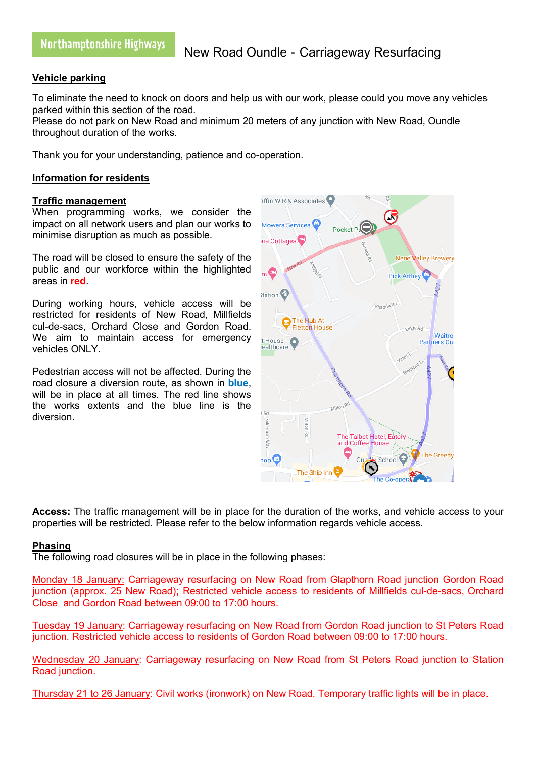Northamptonshire Highways

# New Road Oundle - Carriageway Resurfacing

## Vehicle parking

To eliminate the need to knock on doors and help us with our work, please could you move any vehicles parked within this section of the road.
Please do not park on New Road and minimum 20 meters of any junction with New Road, Oundle throughout duration of the works.

Thank you for your understanding, patience and co-operation.

## Information for residents

### Traffic management

When programming works, we consider the impact on all network users and plan our works to minimise disruption as much as possible.

The road will be closed to ensure the safety of the public and our workforce within the highlighted areas in **red**.

During working hours, vehicle access will be restricted for residents of New Road, Millfields cul-de-sacs, Orchard Close and Gordon Road. We aim to maintain access for emergency vehicles ONLY.

Pedestrian access will not be affected. During the road closure a diversion route, as shown in **blue**, will be in place at all times. The red line shows the works extents and the blue line is the diversion.

**Access:** The traffic management will be in place for the duration of the works, and vehicle access to your properties will be restricted. Please refer to the below information regards vehicle access.

### Phasing

The following road closures will be in place in the following phases:

Monday 18 January: Carriageway resurfacing on New Road from Glapthorn Road junction Gordon Road junction (approx. 25 New Road); Restricted vehicle access to residents of Millfields cul-de-sacs, Orchard Close and Gordon Road between 09:00 to 17:00 hours.

Tuesday 19 January: Carriageway resurfacing on New Road from Gordon Road junction to St Peters Road junction. Restricted vehicle access to residents of Gordon Road between 09:00 to 17:00 hours.

Wednesday 20 January: Carriageway resurfacing on New Road from St Peters Road junction to Station Road junction.

Thursday 21 to 26 January: Civil works (ironwork) on New Road. Temporary traffic lights will be in place.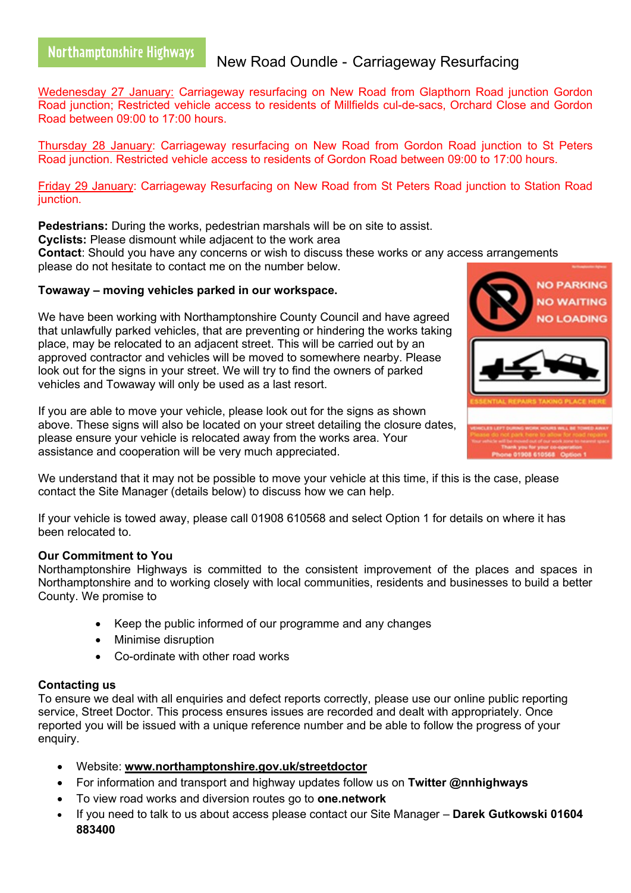Northamptonshire Highways

# New Road Oundle - Carriageway Resurfacing

Wedenesday 27 January: Carriageway resurfacing on New Road from Glapthorn Road junction Gordon Road junction; Restricted vehicle access to residents of Millfields cul-de-sacs, Orchard Close and Gordon Road between 09:00 to 17:00 hours.

Thursday 28 January: Carriageway resurfacing on New Road from Gordon Road junction to St Peters Road junction. Restricted vehicle access to residents of Gordon Road between 09:00 to 17:00 hours.

Friday 29 January: Carriageway Resurfacing on New Road from St Peters Road junction to Station Road junction.

**Pedestrians:** During the works, pedestrian marshals will be on site to assist.
**Cyclists:** Please dismount while adjacent to the work area
**Contact**: Should you have any concerns or wish to discuss these works or any access arrangements please do not hesitate to contact me on the number below.

**Towaway – moving vehicles parked in our workspace.**

We have been working with Northamptonshire County Council and have agreed that unlawfully parked vehicles, that are preventing or hindering the works taking place, may be relocated to an adjacent street. This will be carried out by an approved contractor and vehicles will be moved to somewhere nearby. Please look out for the signs in your street. We will try to find the owners of parked vehicles and Towaway will only be used as a last resort.

If you are able to move your vehicle, please look out for the signs as shown above. These signs will also be located on your street detailing the closure dates, please ensure your vehicle is relocated away from the works area. Your assistance and cooperation will be very much appreciated.

We understand that it may not be possible to move your vehicle at this time, if this is the case, please contact the Site Manager (details below) to discuss how we can help.

If your vehicle is towed away, please call 01908 610568 and select Option 1 for details on where it has been relocated to.

**Our Commitment to You**
Northamptonshire Highways is committed to the consistent improvement of the places and spaces in Northamptonshire and to working closely with local communities, residents and businesses to build a better County. We promise to

- Keep the public informed of our programme and any changes
- Minimise disruption
- Co-ordinate with other road works

**Contacting us**
To ensure we deal with all enquiries and defect reports correctly, please use our online public reporting service, Street Doctor. This process ensures issues are recorded and dealt with appropriately. Once reported you will be issued with a unique reference number and be able to follow the progress of your enquiry.

- Website: **www.northamptonshire.gov.uk/streetdoctor**
- For information and transport and highway updates follow us on **Twitter @nnhighways**
- To view road works and diversion routes go to **one.network**
- If you need to talk to us about access please contact our Site Manager – **Darek Gutkowski 01604 883400**